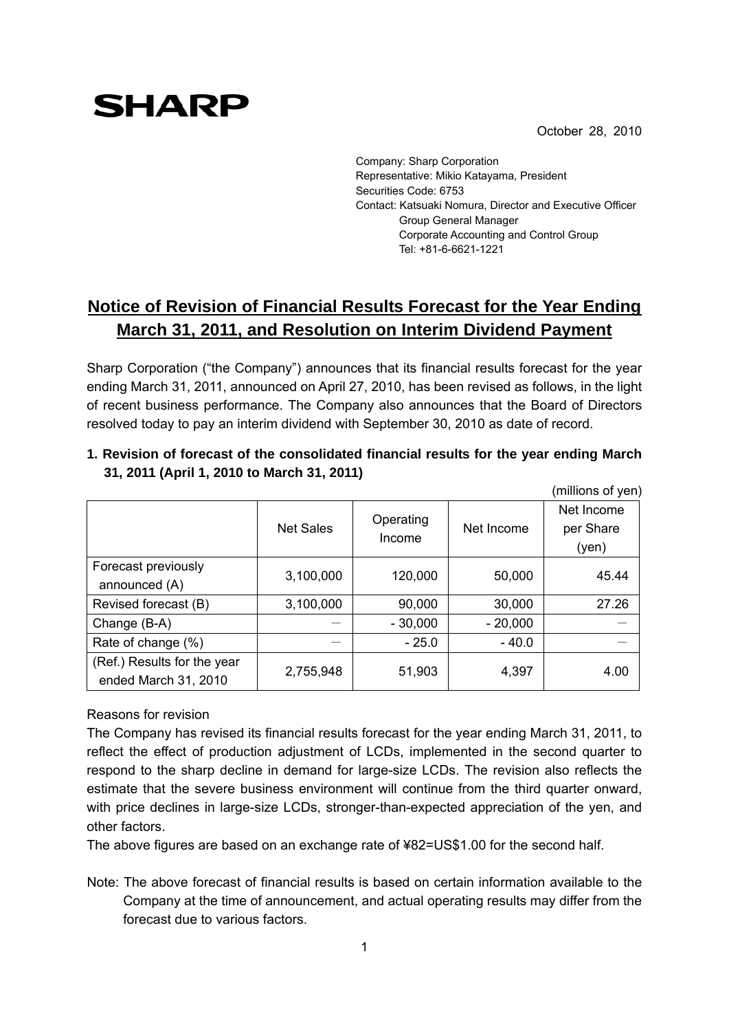SHARP

October 28, 2010

Company: Sharp Corporation
Representative: Mikio Katayama, President
Securities Code: 6753
Contact: Katsuaki Nomura, Director and Executive Officer
Group General Manager
Corporate Accounting and Control Group
Tel: +81-6-6621-1221

# Notice of Revision of Financial Results Forecast for the Year Ending March 31, 2011, and Resolution on Interim Dividend Payment

Sharp Corporation ("the Company") announces that its financial results forecast for the year ending March 31, 2011, announced on April 27, 2010, has been revised as follows, in the light of recent business performance. The Company also announces that the Board of Directors resolved today to pay an interim dividend with September 30, 2010 as date of record.

**1. Revision of forecast of the consolidated financial results for the year ending March 31, 2011 (April 1, 2010 to March 31, 2011)**

(millions of yen)

| | Net Sales | Operating Income | Net Income | Net Income per Share (yen) |
|---|---|---|---|---|
| Forecast previously announced (A) | 3,100,000 | 120,000 | 50,000 | 45.44 |
| Revised forecast (B) | 3,100,000 | 90,000 | 30,000 | 27.26 |
| Change (B-A) | — | - 30,000 | - 20,000 | — |
| Rate of change (%) | — | - 25.0 | - 40.0 | — |
| (Ref.) Results for the year ended March 31, 2010 | 2,755,948 | 51,903 | 4,397 | 4.00 |

Reasons for revision

The Company has revised its financial results forecast for the year ending March 31, 2011, to reflect the effect of production adjustment of LCDs, implemented in the second quarter to respond to the sharp decline in demand for large-size LCDs. The revision also reflects the estimate that the severe business environment will continue from the third quarter onward, with price declines in large-size LCDs, stronger-than-expected appreciation of the yen, and other factors.

The above figures are based on an exchange rate of ¥82=US$1.00 for the second half.

Note: The above forecast of financial results is based on certain information available to the Company at the time of announcement, and actual operating results may differ from the forecast due to various factors.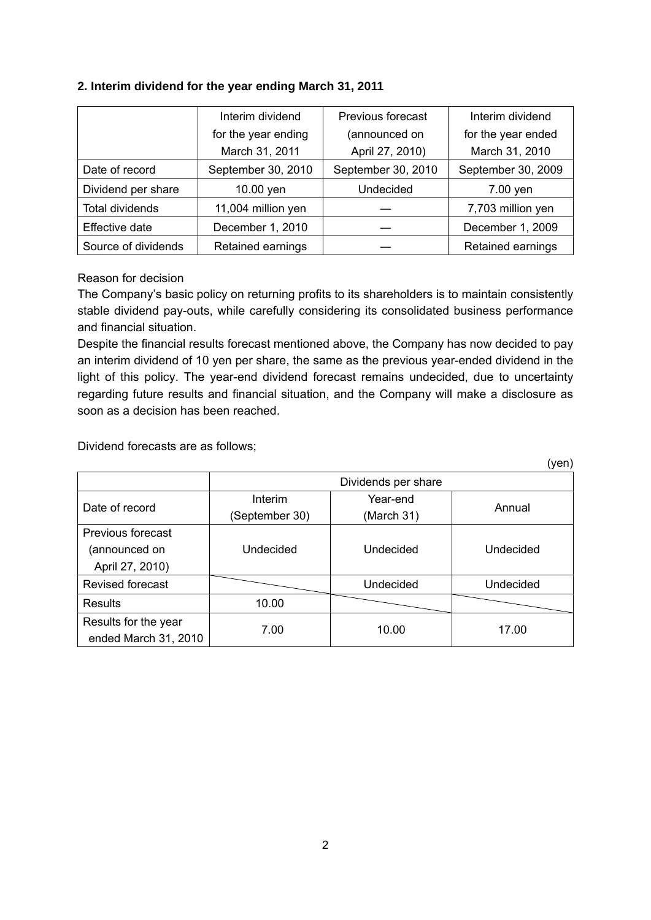## 2. Interim dividend for the year ending March 31, 2011

| | Interim dividend for the year ending March 31, 2011 | Previous forecast (announced on April 27, 2010) | Interim dividend for the year ended March 31, 2010 |
|---|---|---|---|
| Date of record | September 30, 2010 | September 30, 2010 | September 30, 2009 |
| Dividend per share | 10.00 yen | Undecided | 7.00 yen |
| Total dividends | 11,004 million yen | — | 7,703 million yen |
| Effective date | December 1, 2010 | — | December 1, 2009 |
| Source of dividends | Retained earnings | — | Retained earnings |

Reason for decision

The Company's basic policy on returning profits to its shareholders is to maintain consistently stable dividend pay-outs, while carefully considering its consolidated business performance and financial situation.

Despite the financial results forecast mentioned above, the Company has now decided to pay an interim dividend of 10 yen per share, the same as the previous year-ended dividend in the light of this policy. The year-end dividend forecast remains undecided, due to uncertainty regarding future results and financial situation, and the Company will make a disclosure as soon as a decision has been reached.

Dividend forecasts are as follows;

(yen)

| | Dividends per share | | |
|---|---|---|---|
| Date of record | Interim (September 30) | Year-end (March 31) | Annual |
| Previous forecast (announced on April 27, 2010) | Undecided | Undecided | Undecided |
| Revised forecast | | Undecided | Undecided |
| Results | 10.00 | | |
| Results for the year ended March 31, 2010 | 7.00 | 10.00 | 17.00 |